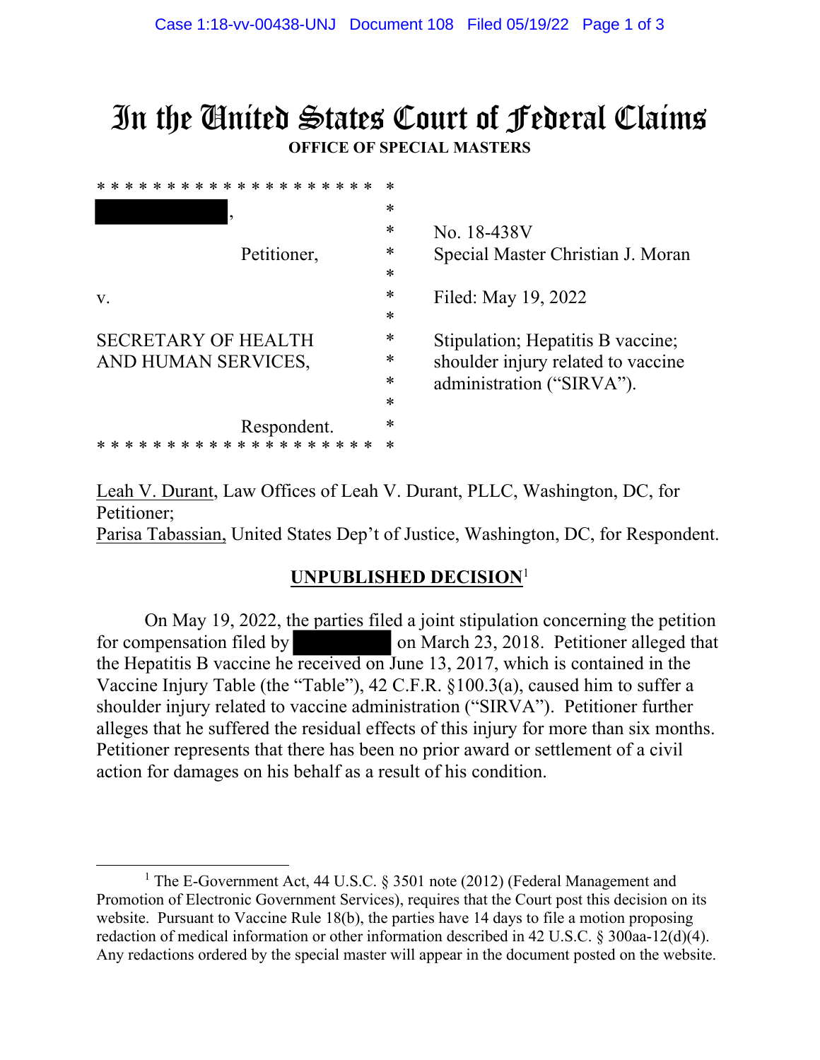# In the United States Court of Federal Claims

**OFFICE OF SPECIAL MASTERS**

| | |
|---|---|
| [REDACTED], | No. 18-438V |
| Petitioner, | Special Master Christian J. Moran |
| v. | Filed: May 19, 2022 |
| SECRETARY OF HEALTH AND HUMAN SERVICES, | Stipulation; Hepatitis B vaccine; shoulder injury related to vaccine administration ("SIRVA"). |
| Respondent. | |

Leah V. Durant, Law Offices of Leah V. Durant, PLLC, Washington, DC, for Petitioner;
Parisa Tabassian, United States Dep't of Justice, Washington, DC, for Respondent.

## UNPUBLISHED DECISION[1]

On May 19, 2022, the parties filed a joint stipulation concerning the petition for compensation filed by [REDACTED] on March 23, 2018. Petitioner alleged that the Hepatitis B vaccine he received on June 13, 2017, which is contained in the Vaccine Injury Table (the "Table"), 42 C.F.R. §100.3(a), caused him to suffer a shoulder injury related to vaccine administration ("SIRVA"). Petitioner further alleges that he suffered the residual effects of this injury for more than six months. Petitioner represents that there has been no prior award or settlement of a civil action for damages on his behalf as a result of his condition.

---

[1] The E-Government Act, 44 U.S.C. § 3501 note (2012) (Federal Management and Promotion of Electronic Government Services), requires that the Court post this decision on its website. Pursuant to Vaccine Rule 18(b), the parties have 14 days to file a motion proposing redaction of medical information or other information described in 42 U.S.C. § 300aa-12(d)(4). Any redactions ordered by the special master will appear in the document posted on the website.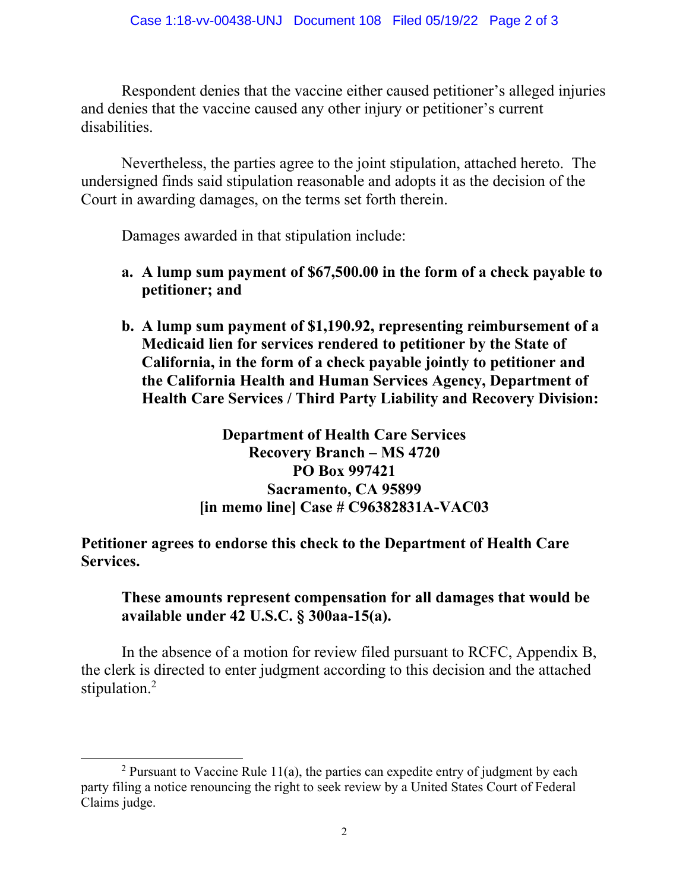Respondent denies that the vaccine either caused petitioner's alleged injuries and denies that the vaccine caused any other injury or petitioner's current disabilities.

Nevertheless, the parties agree to the joint stipulation, attached hereto. The undersigned finds said stipulation reasonable and adopts it as the decision of the Court in awarding damages, on the terms set forth therein.

Damages awarded in that stipulation include:

**a. A lump sum payment of $67,500.00 in the form of a check payable to petitioner; and**

**b. A lump sum payment of $1,190.92, representing reimbursement of a Medicaid lien for services rendered to petitioner by the State of California, in the form of a check payable jointly to petitioner and the California Health and Human Services Agency, Department of Health Care Services / Third Party Liability and Recovery Division:**

**Department of Health Care Services**
**Recovery Branch – MS 4720**
**PO Box 997421**
**Sacramento, CA 95899**
**[in memo line] Case # C96382831A-VAC03**

**Petitioner agrees to endorse this check to the Department of Health Care Services.**

**These amounts represent compensation for all damages that would be available under 42 U.S.C. § 300aa-15(a).**

In the absence of a motion for review filed pursuant to RCFC, Appendix B, the clerk is directed to enter judgment according to this decision and the attached stipulation.[2]

[2] Pursuant to Vaccine Rule 11(a), the parties can expedite entry of judgment by each party filing a notice renouncing the right to seek review by a United States Court of Federal Claims judge.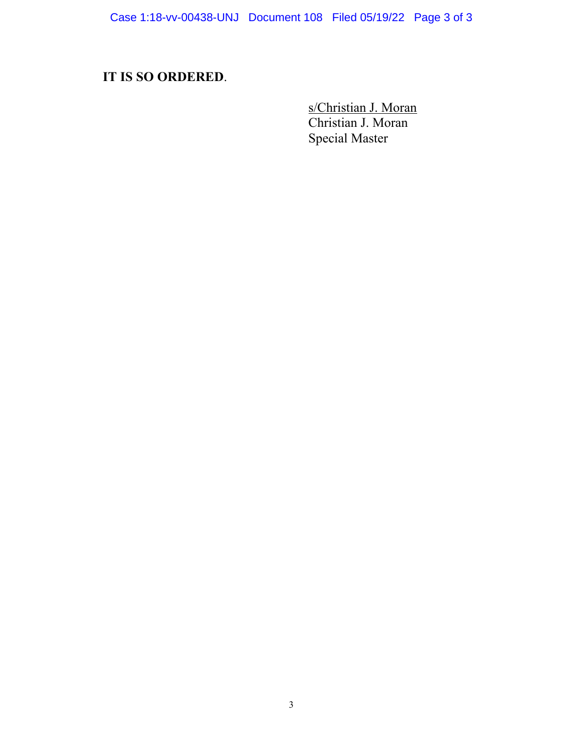**IT IS SO ORDERED**.

s/Christian J. Moran
Christian J. Moran
Special Master